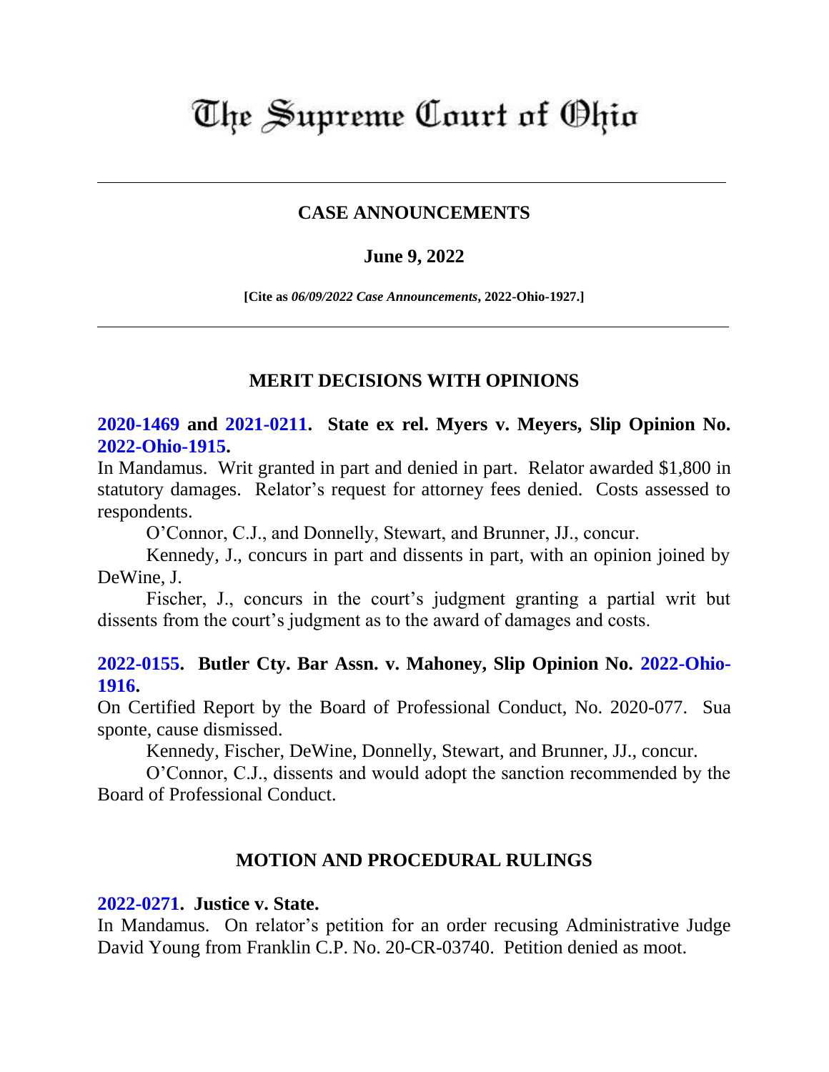# The Supreme Court of Ohio

## CASE ANNOUNCEMENTS

**June 9, 2022**

**[Cite as *06/09/2022 Case Announcements*, 2022-Ohio-1927.]**

## MERIT DECISIONS WITH OPINIONS

**2020-1469 and 2021-0211. State ex rel. Myers v. Meyers, Slip Opinion No. 2022-Ohio-1915.**

In Mandamus. Writ granted in part and denied in part. Relator awarded $1,800 in statutory damages. Relator's request for attorney fees denied. Costs assessed to respondents.

O'Connor, C.J., and Donnelly, Stewart, and Brunner, JJ., concur.

Kennedy, J., concurs in part and dissents in part, with an opinion joined by DeWine, J.

Fischer, J., concurs in the court's judgment granting a partial writ but dissents from the court's judgment as to the award of damages and costs.

**2022-0155. Butler Cty. Bar Assn. v. Mahoney, Slip Opinion No. 2022-Ohio-1916.**

On Certified Report by the Board of Professional Conduct, No. 2020-077. Sua sponte, cause dismissed.

Kennedy, Fischer, DeWine, Donnelly, Stewart, and Brunner, JJ., concur.

O'Connor, C.J., dissents and would adopt the sanction recommended by the Board of Professional Conduct.

## MOTION AND PROCEDURAL RULINGS

**2022-0271. Justice v. State.**

In Mandamus. On relator's petition for an order recusing Administrative Judge David Young from Franklin C.P. No. 20-CR-03740. Petition denied as moot.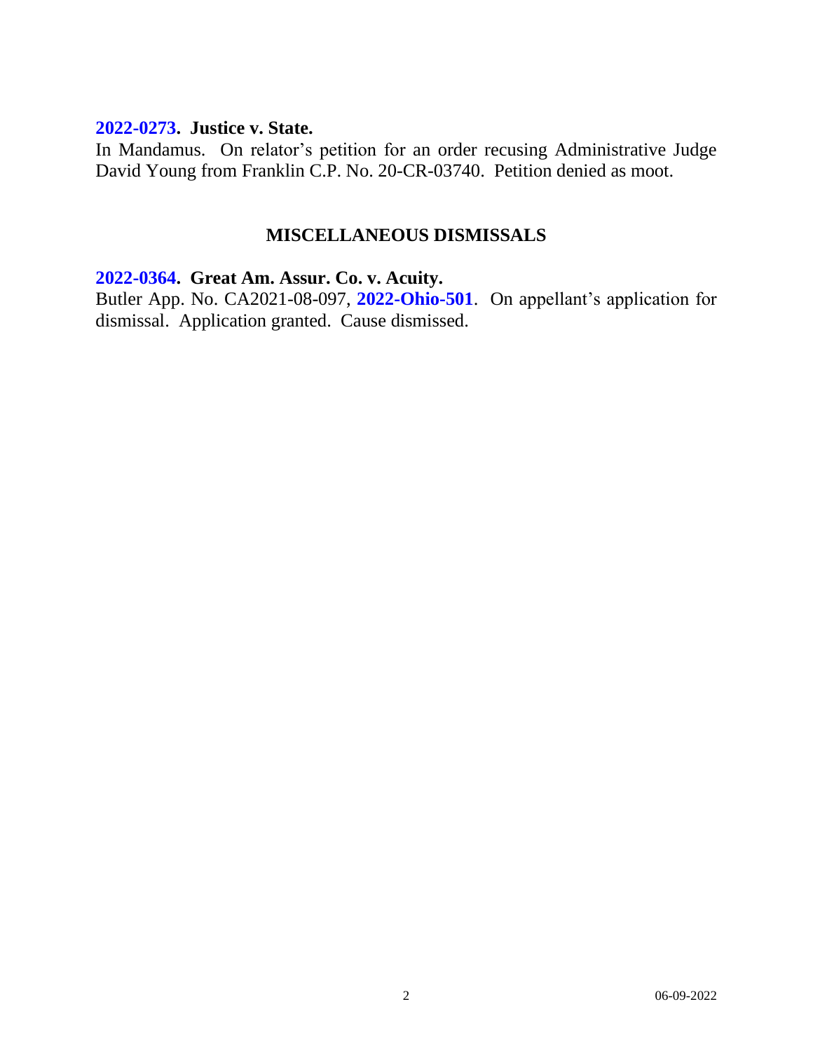**2022-0273. Justice v. State.**
In Mandamus. On relator's petition for an order recusing Administrative Judge David Young from Franklin C.P. No. 20-CR-03740. Petition denied as moot.

## MISCELLANEOUS DISMISSALS

**2022-0364. Great Am. Assur. Co. v. Acuity.**
Butler App. No. CA2021-08-097, **2022-Ohio-501**. On appellant's application for dismissal. Application granted. Cause dismissed.